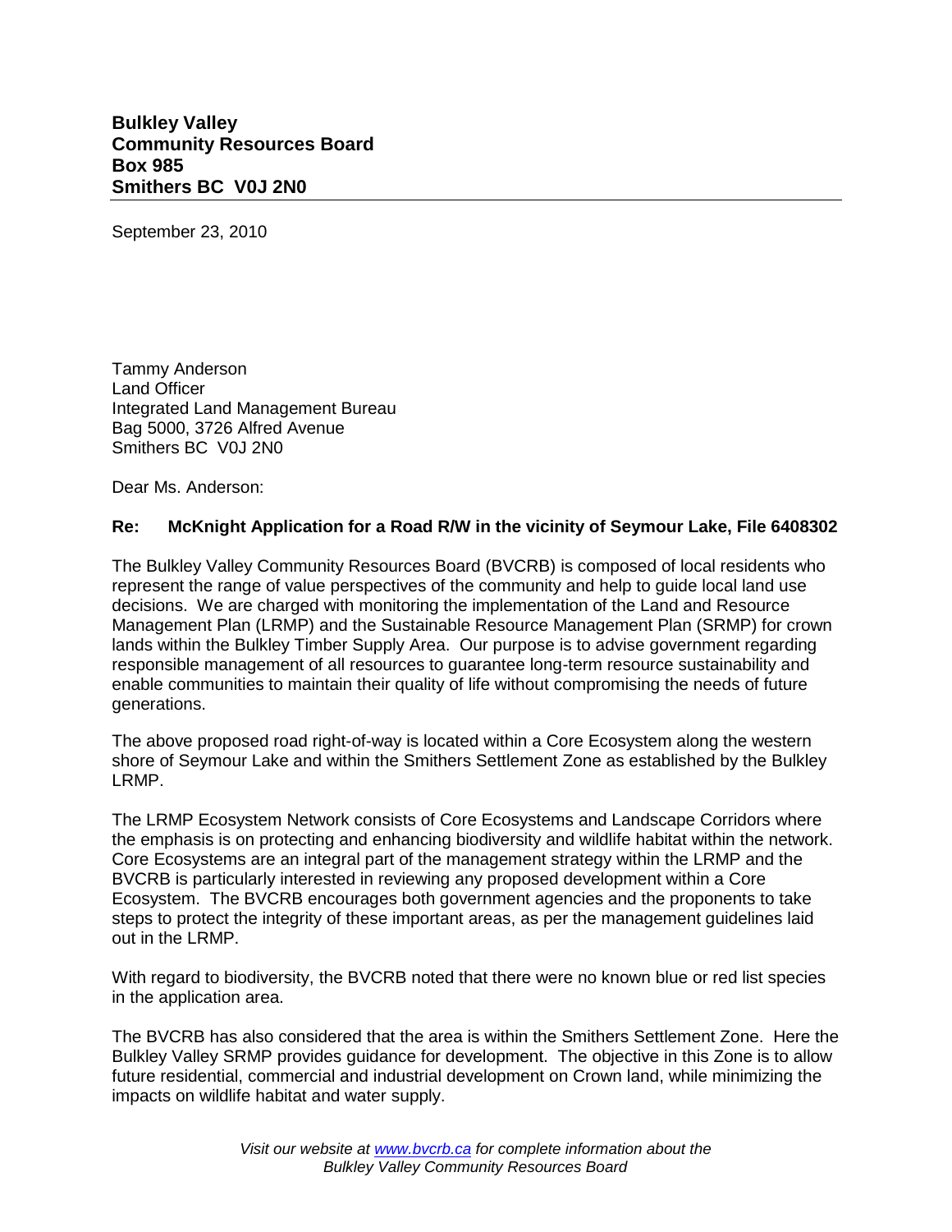**Bulkley Valley**
**Community Resources Board**
**Box 985**
**Smithers BC V0J 2N0**

---

September 23, 2010

Tammy Anderson
Land Officer
Integrated Land Management Bureau
Bag 5000, 3726 Alfred Avenue
Smithers BC V0J 2N0

Dear Ms. Anderson:

**Re: McKnight Application for a Road R/W in the vicinity of Seymour Lake, File 6408302**

The Bulkley Valley Community Resources Board (BVCRB) is composed of local residents who represent the range of value perspectives of the community and help to guide local land use decisions. We are charged with monitoring the implementation of the Land and Resource Management Plan (LRMP) and the Sustainable Resource Management Plan (SRMP) for crown lands within the Bulkley Timber Supply Area. Our purpose is to advise government regarding responsible management of all resources to guarantee long-term resource sustainability and enable communities to maintain their quality of life without compromising the needs of future generations.

The above proposed road right-of-way is located within a Core Ecosystem along the western shore of Seymour Lake and within the Smithers Settlement Zone as established by the Bulkley LRMP.

The LRMP Ecosystem Network consists of Core Ecosystems and Landscape Corridors where the emphasis is on protecting and enhancing biodiversity and wildlife habitat within the network. Core Ecosystems are an integral part of the management strategy within the LRMP and the BVCRB is particularly interested in reviewing any proposed development within a Core Ecosystem. The BVCRB encourages both government agencies and the proponents to take steps to protect the integrity of these important areas, as per the management guidelines laid out in the LRMP.

With regard to biodiversity, the BVCRB noted that there were no known blue or red list species in the application area.

The BVCRB has also considered that the area is within the Smithers Settlement Zone. Here the Bulkley Valley SRMP provides guidance for development. The objective in this Zone is to allow future residential, commercial and industrial development on Crown land, while minimizing the impacts on wildlife habitat and water supply.

*Visit our website at [www.bvcrb.ca](http://www.bvcrb.ca) for complete information about the Bulkley Valley Community Resources Board*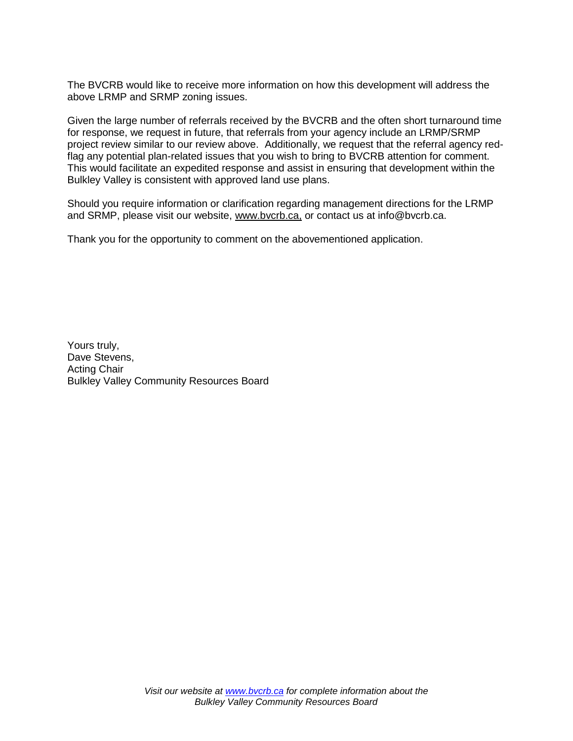The BVCRB would like to receive more information on how this development will address the above LRMP and SRMP zoning issues.

Given the large number of referrals received by the BVCRB and the often short turnaround time for response, we request in future, that referrals from your agency include an LRMP/SRMP project review similar to our review above. Additionally, we request that the referral agency red-flag any potential plan-related issues that you wish to bring to BVCRB attention for comment. This would facilitate an expedited response and assist in ensuring that development within the Bulkley Valley is consistent with approved land use plans.

Should you require information or clarification regarding management directions for the LRMP and SRMP, please visit our website, www.bvcrb.ca, or contact us at info@bvcrb.ca.

Thank you for the opportunity to comment on the abovementioned application.

Yours truly,
Dave Stevens,
Acting Chair
Bulkley Valley Community Resources Board

*Visit our website at www.bvcrb.ca for complete information about the Bulkley Valley Community Resources Board*